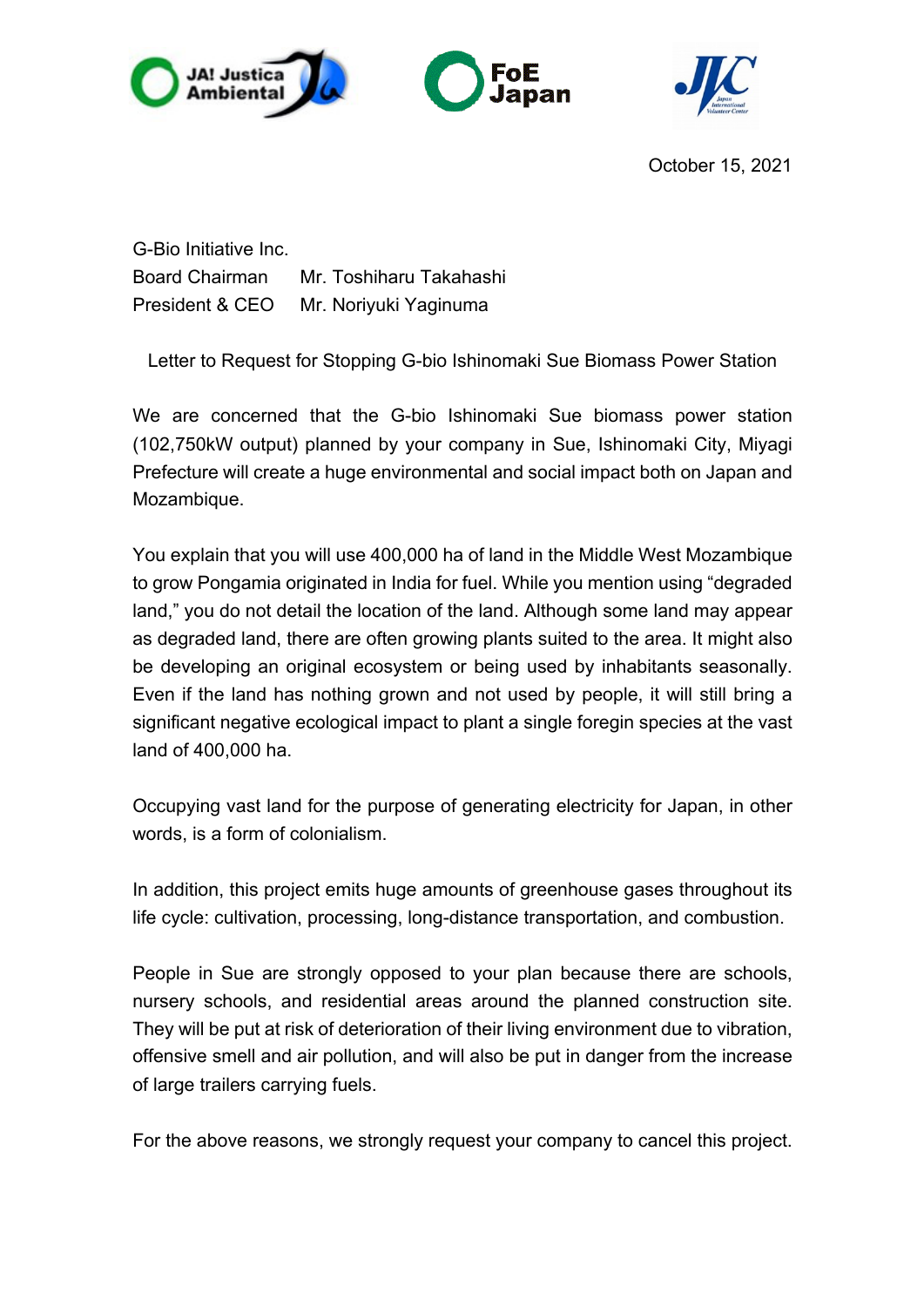JA! Justiça Ambiental

FoE Japan

JVC Japan International Volunteer Center

October 15, 2021

G-Bio Initiative Inc.
Board Chairman Mr. Toshiharu Takahashi
President & CEO Mr. Noriyuki Yaginuma

Letter to Request for Stopping G-bio Ishinomaki Sue Biomass Power Station

We are concerned that the G-bio Ishinomaki Sue biomass power station (102,750kW output) planned by your company in Sue, Ishinomaki City, Miyagi Prefecture will create a huge environmental and social impact both on Japan and Mozambique.

You explain that you will use 400,000 ha of land in the Middle West Mozambique to grow Pongamia originated in India for fuel. While you mention using "degraded land," you do not detail the location of the land. Although some land may appear as degraded land, there are often growing plants suited to the area. It might also be developing an original ecosystem or being used by inhabitants seasonally. Even if the land has nothing grown and not used by people, it will still bring a significant negative ecological impact to plant a single foregin species at the vast land of 400,000 ha.

Occupying vast land for the purpose of generating electricity for Japan, in other words, is a form of colonialism.

In addition, this project emits huge amounts of greenhouse gases throughout its life cycle: cultivation, processing, long-distance transportation, and combustion.

People in Sue are strongly opposed to your plan because there are schools, nursery schools, and residential areas around the planned construction site. They will be put at risk of deterioration of their living environment due to vibration, offensive smell and air pollution, and will also be put in danger from the increase of large trailers carrying fuels.

For the above reasons, we strongly request your company to cancel this project.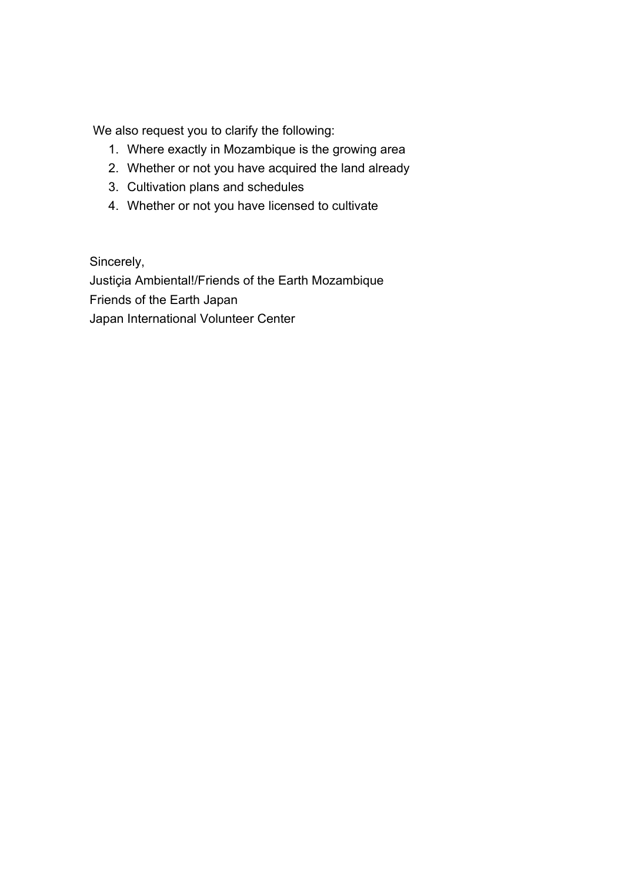We also request you to clarify the following:

1. Where exactly in Mozambique is the growing area
2. Whether or not you have acquired the land already
3. Cultivation plans and schedules
4. Whether or not you have licensed to cultivate

Sincerely,
Justiçia Ambiental!/Friends of the Earth Mozambique
Friends of the Earth Japan
Japan International Volunteer Center